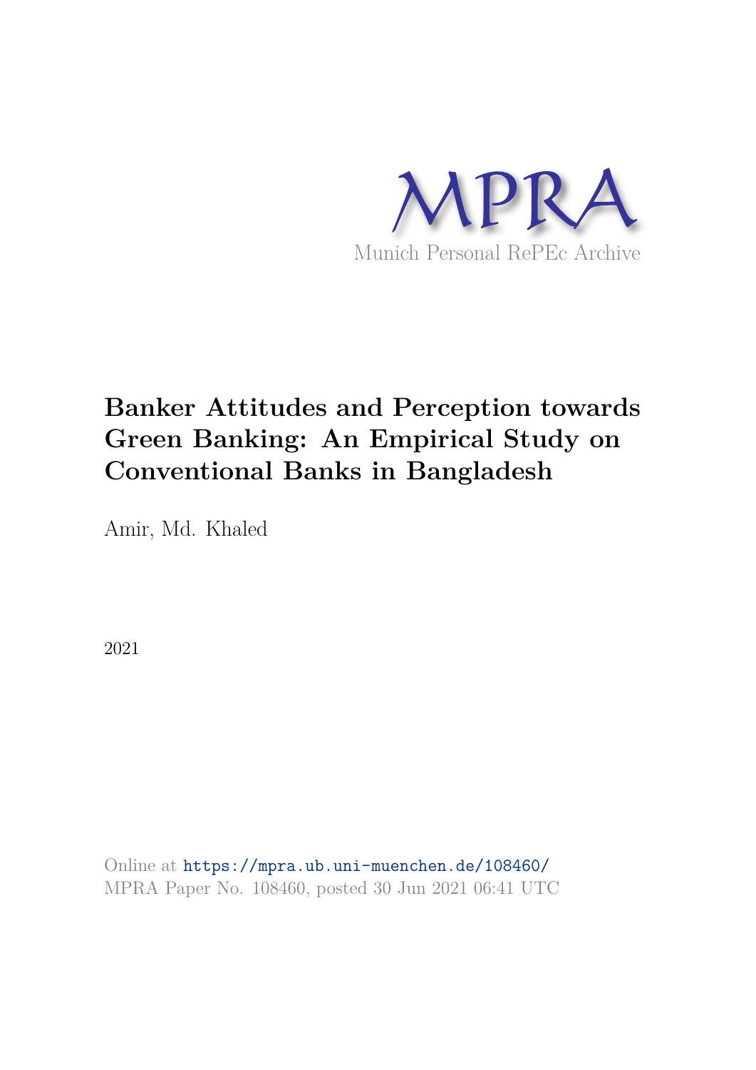MPRA

Munich Personal RePEc Archive

# Banker Attitudes and Perception towards Green Banking: An Empirical Study on Conventional Banks in Bangladesh

Amir, Md. Khaled

2021

Online at https://mpra.ub.uni-muenchen.de/108460/
MPRA Paper No. 108460, posted 30 Jun 2021 06:41 UTC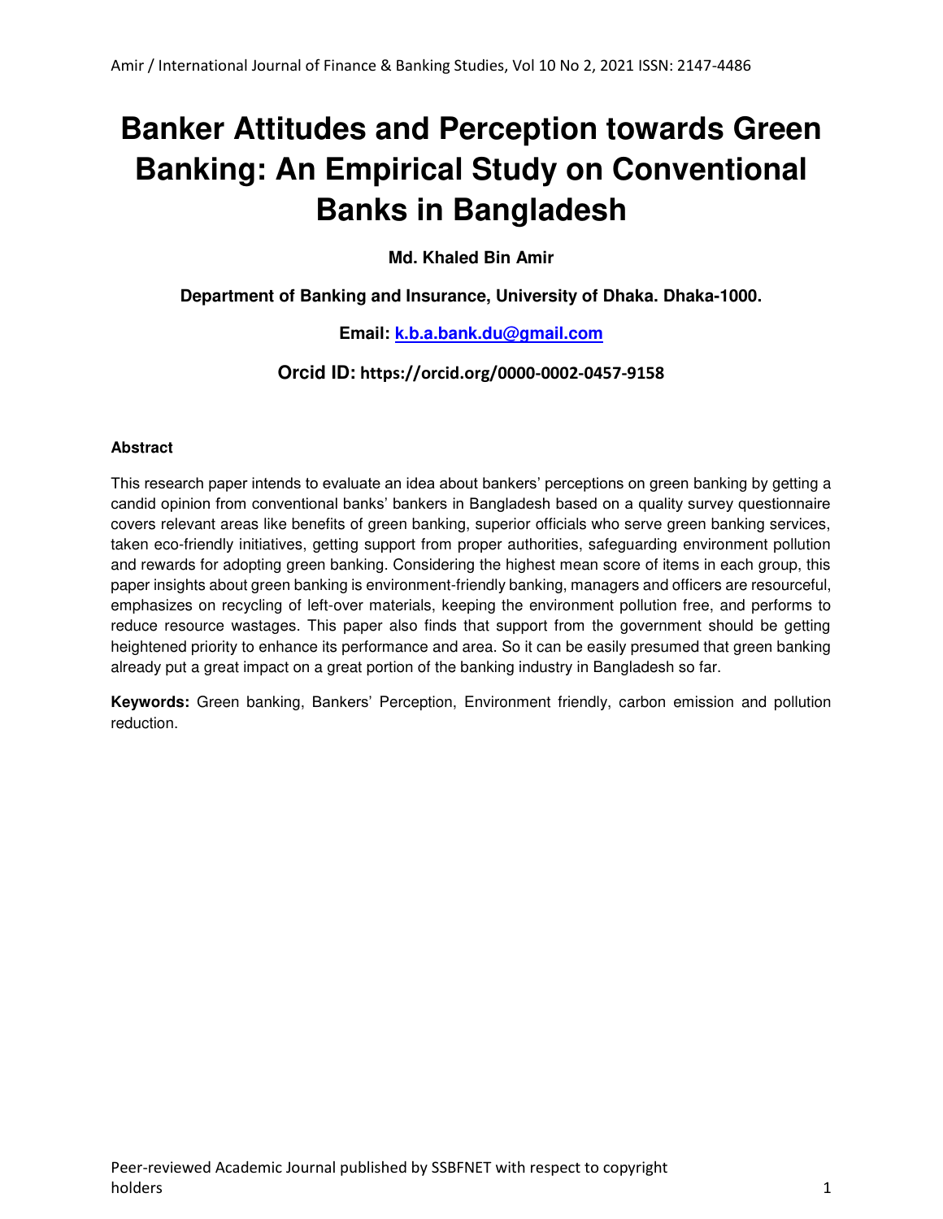# Banker Attitudes and Perception towards Green Banking: An Empirical Study on Conventional Banks in Bangladesh

**Md. Khaled Bin Amir**

**Department of Banking and Insurance, University of Dhaka. Dhaka-1000.**

**Email: k.b.a.bank.du@gmail.com**

**Orcid ID: https://orcid.org/0000-0002-0457-9158**

### Abstract

This research paper intends to evaluate an idea about bankers' perceptions on green banking by getting a candid opinion from conventional banks' bankers in Bangladesh based on a quality survey questionnaire covers relevant areas like benefits of green banking, superior officials who serve green banking services, taken eco-friendly initiatives, getting support from proper authorities, safeguarding environment pollution and rewards for adopting green banking. Considering the highest mean score of items in each group, this paper insights about green banking is environment-friendly banking, managers and officers are resourceful, emphasizes on recycling of left-over materials, keeping the environment pollution free, and performs to reduce resource wastages. This paper also finds that support from the government should be getting heightened priority to enhance its performance and area. So it can be easily presumed that green banking already put a great impact on a great portion of the banking industry in Bangladesh so far.

**Keywords:** Green banking, Bankers' Perception, Environment friendly, carbon emission and pollution reduction.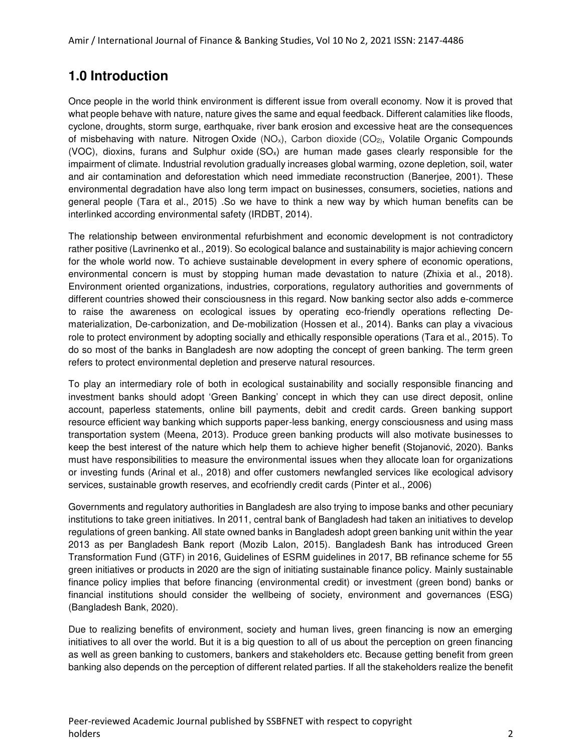## 1.0 Introduction

Once people in the world think environment is different issue from overall economy. Now it is proved that what people behave with nature, nature gives the same and equal feedback. Different calamities like floods, cyclone, droughts, storm surge, earthquake, river bank erosion and excessive heat are the consequences of misbehaving with nature. Nitrogen Oxide ($NO_x$), Carbon dioxide ($CO_2$), Volatile Organic Compounds (VOC), dioxins, furans and Sulphur oxide ($SO_x$) are human made gases clearly responsible for the impairment of climate. Industrial revolution gradually increases global warming, ozone depletion, soil, water and air contamination and deforestation which need immediate reconstruction (Banerjee, 2001). These environmental degradation have also long term impact on businesses, consumers, societies, nations and general people (Tara et al., 2015) .So we have to think a new way by which human benefits can be interlinked according environmental safety (IRDBT, 2014).

The relationship between environmental refurbishment and economic development is not contradictory rather positive (Lavrinenko et al., 2019). So ecological balance and sustainability is major achieving concern for the whole world now. To achieve sustainable development in every sphere of economic operations, environmental concern is must by stopping human made devastation to nature (Zhixia et al., 2018). Environment oriented organizations, industries, corporations, regulatory authorities and governments of different countries showed their consciousness in this regard. Now banking sector also adds e-commerce to raise the awareness on ecological issues by operating eco-friendly operations reflecting De-materialization, De-carbonization, and De-mobilization (Hossen et al., 2014). Banks can play a vivacious role to protect environment by adopting socially and ethically responsible operations (Tara et al., 2015). To do so most of the banks in Bangladesh are now adopting the concept of green banking. The term green refers to protect environmental depletion and preserve natural resources.

To play an intermediary role of both in ecological sustainability and socially responsible financing and investment banks should adopt 'Green Banking' concept in which they can use direct deposit, online account, paperless statements, online bill payments, debit and credit cards. Green banking support resource efficient way banking which supports paper-less banking, energy consciousness and using mass transportation system (Meena, 2013). Produce green banking products will also motivate businesses to keep the best interest of the nature which help them to achieve higher benefit (Stojanović, 2020). Banks must have responsibilities to measure the environmental issues when they allocate loan for organizations or investing funds (Arinal et al., 2018) and offer customers newfangled services like ecological advisory services, sustainable growth reserves, and ecofriendly credit cards (Pinter et al., 2006)

Governments and regulatory authorities in Bangladesh are also trying to impose banks and other pecuniary institutions to take green initiatives. In 2011, central bank of Bangladesh had taken an initiatives to develop regulations of green banking. All state owned banks in Bangladesh adopt green banking unit within the year 2013 as per Bangladesh Bank report (Mozib Lalon, 2015). Bangladesh Bank has introduced Green Transformation Fund (GTF) in 2016, Guidelines of ESRM guidelines in 2017, BB refinance scheme for 55 green initiatives or products in 2020 are the sign of initiating sustainable finance policy. Mainly sustainable finance policy implies that before financing (environmental credit) or investment (green bond) banks or financial institutions should consider the wellbeing of society, environment and governances (ESG) (Bangladesh Bank, 2020).

Due to realizing benefits of environment, society and human lives, green financing is now an emerging initiatives to all over the world. But it is a big question to all of us about the perception on green financing as well as green banking to customers, bankers and stakeholders etc. Because getting benefit from green banking also depends on the perception of different related parties. If all the stakeholders realize the benefit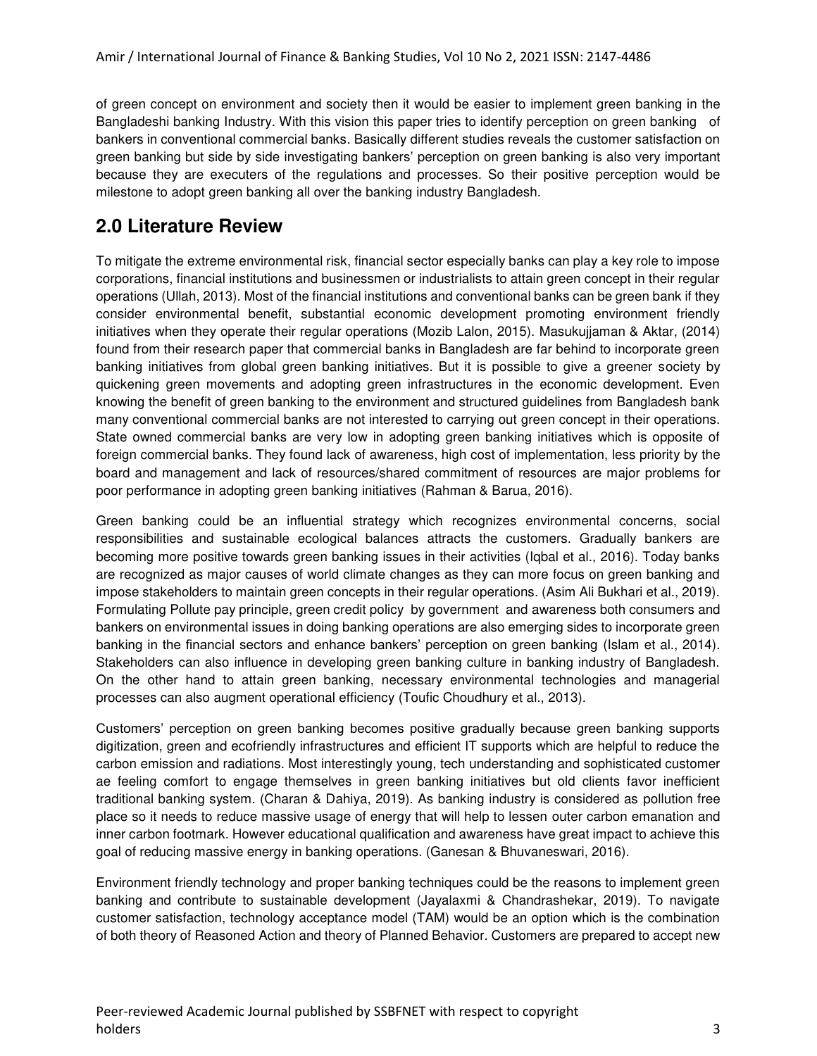of green concept on environment and society then it would be easier to implement green banking in the Bangladeshi banking Industry. With this vision this paper tries to identify perception on green banking of bankers in conventional commercial banks. Basically different studies reveals the customer satisfaction on green banking but side by side investigating bankers' perception on green banking is also very important because they are executers of the regulations and processes. So their positive perception would be milestone to adopt green banking all over the banking industry Bangladesh.

## 2.0 Literature Review

To mitigate the extreme environmental risk, financial sector especially banks can play a key role to impose corporations, financial institutions and businessmen or industrialists to attain green concept in their regular operations (Ullah, 2013). Most of the financial institutions and conventional banks can be green bank if they consider environmental benefit, substantial economic development promoting environment friendly initiatives when they operate their regular operations (Mozib Lalon, 2015). Masukujjaman & Aktar, (2014) found from their research paper that commercial banks in Bangladesh are far behind to incorporate green banking initiatives from global green banking initiatives. But it is possible to give a greener society by quickening green movements and adopting green infrastructures in the economic development. Even knowing the benefit of green banking to the environment and structured guidelines from Bangladesh bank many conventional commercial banks are not interested to carrying out green concept in their operations. State owned commercial banks are very low in adopting green banking initiatives which is opposite of foreign commercial banks. They found lack of awareness, high cost of implementation, less priority by the board and management and lack of resources/shared commitment of resources are major problems for poor performance in adopting green banking initiatives (Rahman & Barua, 2016).

Green banking could be an influential strategy which recognizes environmental concerns, social responsibilities and sustainable ecological balances attracts the customers. Gradually bankers are becoming more positive towards green banking issues in their activities (Iqbal et al., 2016). Today banks are recognized as major causes of world climate changes as they can more focus on green banking and impose stakeholders to maintain green concepts in their regular operations. (Asim Ali Bukhari et al., 2019). Formulating Pollute pay principle, green credit policy by government and awareness both consumers and bankers on environmental issues in doing banking operations are also emerging sides to incorporate green banking in the financial sectors and enhance bankers' perception on green banking (Islam et al., 2014). Stakeholders can also influence in developing green banking culture in banking industry of Bangladesh. On the other hand to attain green banking, necessary environmental technologies and managerial processes can also augment operational efficiency (Toufic Choudhury et al., 2013).

Customers' perception on green banking becomes positive gradually because green banking supports digitization, green and ecofriendly infrastructures and efficient IT supports which are helpful to reduce the carbon emission and radiations. Most interestingly young, tech understanding and sophisticated customer ae feeling comfort to engage themselves in green banking initiatives but old clients favor inefficient traditional banking system. (Charan & Dahiya, 2019). As banking industry is considered as pollution free place so it needs to reduce massive usage of energy that will help to lessen outer carbon emanation and inner carbon footmark. However educational qualification and awareness have great impact to achieve this goal of reducing massive energy in banking operations. (Ganesan & Bhuvaneswari, 2016).

Environment friendly technology and proper banking techniques could be the reasons to implement green banking and contribute to sustainable development (Jayalaxmi & Chandrashekar, 2019). To navigate customer satisfaction, technology acceptance model (TAM) would be an option which is the combination of both theory of Reasoned Action and theory of Planned Behavior. Customers are prepared to accept new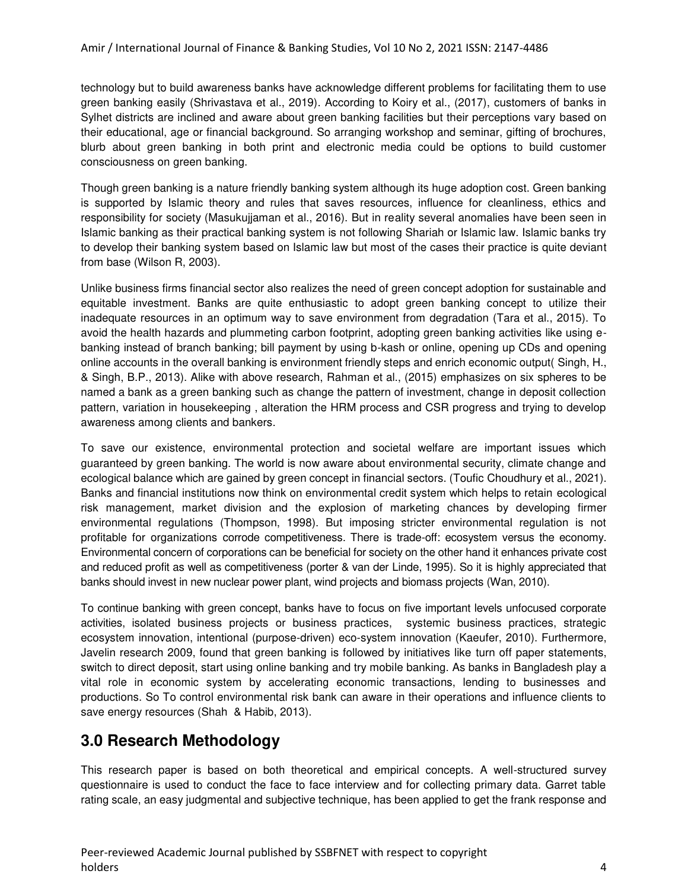technology but to build awareness banks have acknowledge different problems for facilitating them to use green banking easily (Shrivastava et al., 2019). According to Koiry et al., (2017), customers of banks in Sylhet districts are inclined and aware about green banking facilities but their perceptions vary based on their educational, age or financial background. So arranging workshop and seminar, gifting of brochures, blurb about green banking in both print and electronic media could be options to build customer consciousness on green banking.

Though green banking is a nature friendly banking system although its huge adoption cost. Green banking is supported by Islamic theory and rules that saves resources, influence for cleanliness, ethics and responsibility for society (Masukujjaman et al., 2016). But in reality several anomalies have been seen in Islamic banking as their practical banking system is not following Shariah or Islamic law. Islamic banks try to develop their banking system based on Islamic law but most of the cases their practice is quite deviant from base (Wilson R, 2003).

Unlike business firms financial sector also realizes the need of green concept adoption for sustainable and equitable investment. Banks are quite enthusiastic to adopt green banking concept to utilize their inadequate resources in an optimum way to save environment from degradation (Tara et al., 2015). To avoid the health hazards and plummeting carbon footprint, adopting green banking activities like using e-banking instead of branch banking; bill payment by using b-kash or online, opening up CDs and opening online accounts in the overall banking is environment friendly steps and enrich economic output( Singh, H., & Singh, B.P., 2013). Alike with above research, Rahman et al., (2015) emphasizes on six spheres to be named a bank as a green banking such as change the pattern of investment, change in deposit collection pattern, variation in housekeeping , alteration the HRM process and CSR progress and trying to develop awareness among clients and bankers.

To save our existence, environmental protection and societal welfare are important issues which guaranteed by green banking. The world is now aware about environmental security, climate change and ecological balance which are gained by green concept in financial sectors. (Toufic Choudhury et al., 2021). Banks and financial institutions now think on environmental credit system which helps to retain ecological risk management, market division and the explosion of marketing chances by developing firmer environmental regulations (Thompson, 1998). But imposing stricter environmental regulation is not profitable for organizations corrode competitiveness. There is trade-off: ecosystem versus the economy. Environmental concern of corporations can be beneficial for society on the other hand it enhances private cost and reduced profit as well as competitiveness (porter & van der Linde, 1995). So it is highly appreciated that banks should invest in new nuclear power plant, wind projects and biomass projects (Wan, 2010).

To continue banking with green concept, banks have to focus on five important levels unfocused corporate activities, isolated business projects or business practices, systemic business practices, strategic ecosystem innovation, intentional (purpose-driven) eco-system innovation (Kaeufer, 2010). Furthermore, Javelin research 2009, found that green banking is followed by initiatives like turn off paper statements, switch to direct deposit, start using online banking and try mobile banking. As banks in Bangladesh play a vital role in economic system by accelerating economic transactions, lending to businesses and productions. So To control environmental risk bank can aware in their operations and influence clients to save energy resources (Shah & Habib, 2013).

## 3.0 Research Methodology

This research paper is based on both theoretical and empirical concepts. A well-structured survey questionnaire is used to conduct the face to face interview and for collecting primary data. Garret table rating scale, an easy judgmental and subjective technique, has been applied to get the frank response and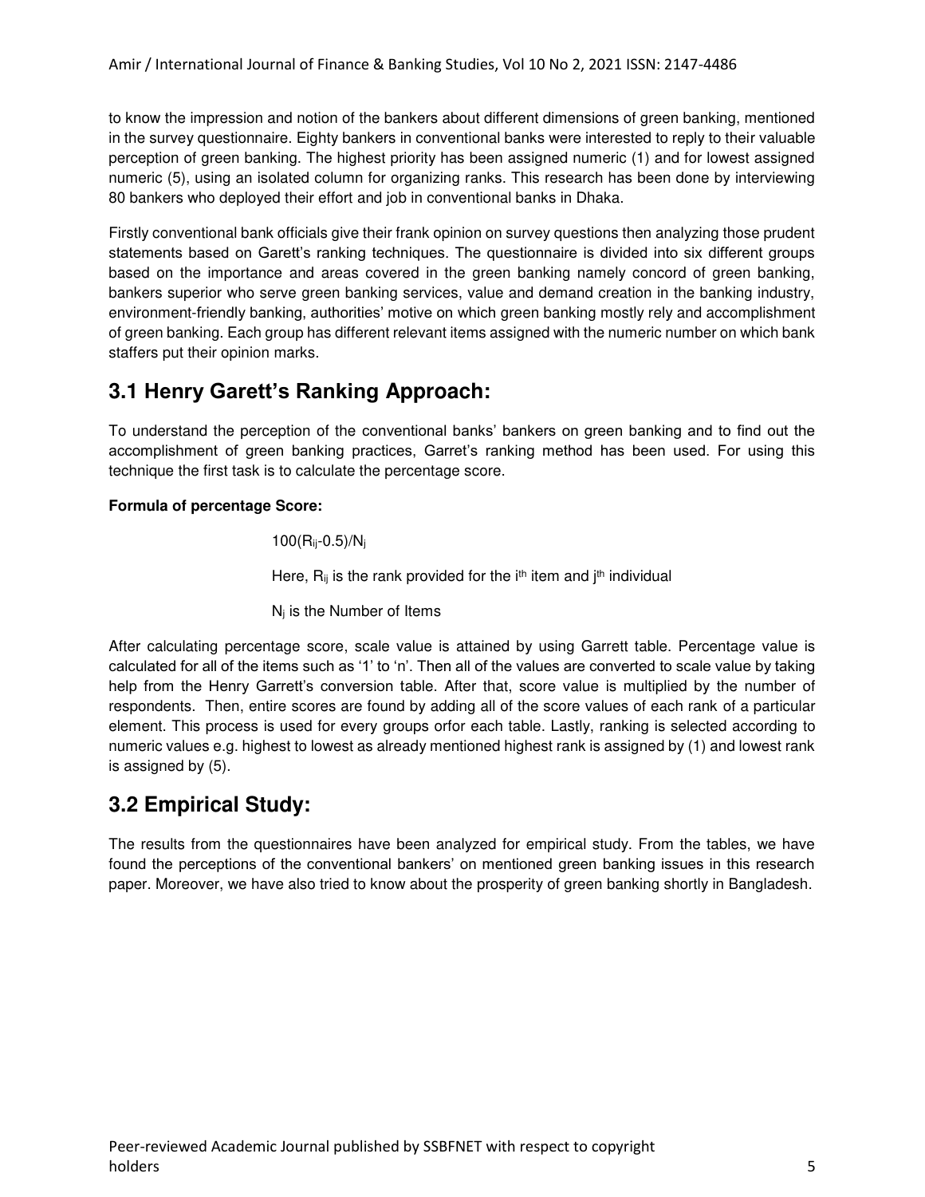to know the impression and notion of the bankers about different dimensions of green banking, mentioned in the survey questionnaire. Eighty bankers in conventional banks were interested to reply to their valuable perception of green banking. The highest priority has been assigned numeric (1) and for lowest assigned numeric (5), using an isolated column for organizing ranks. This research has been done by interviewing 80 bankers who deployed their effort and job in conventional banks in Dhaka.

Firstly conventional bank officials give their frank opinion on survey questions then analyzing those prudent statements based on Garett's ranking techniques. The questionnaire is divided into six different groups based on the importance and areas covered in the green banking namely concord of green banking, bankers superior who serve green banking services, value and demand creation in the banking industry, environment-friendly banking, authorities' motive on which green banking mostly rely and accomplishment of green banking. Each group has different relevant items assigned with the numeric number on which bank staffers put their opinion marks.

## 3.1 Henry Garett's Ranking Approach:

To understand the perception of the conventional banks' bankers on green banking and to find out the accomplishment of green banking practices, Garret's ranking method has been used. For using this technique the first task is to calculate the percentage score.

**Formula of percentage Score:**

$100(R_{ij}-0.5)/N_j$

Here, $R_{ij}$ is the rank provided for the $i^{th}$ item and $j^{th}$ individual

$N_j$ is the Number of Items

After calculating percentage score, scale value is attained by using Garrett table. Percentage value is calculated for all of the items such as '1' to 'n'. Then all of the values are converted to scale value by taking help from the Henry Garrett's conversion table. After that, score value is multiplied by the number of respondents. Then, entire scores are found by adding all of the score values of each rank of a particular element. This process is used for every groups orfor each table. Lastly, ranking is selected according to numeric values e.g. highest to lowest as already mentioned highest rank is assigned by (1) and lowest rank is assigned by (5).

## 3.2 Empirical Study:

The results from the questionnaires have been analyzed for empirical study. From the tables, we have found the perceptions of the conventional bankers' on mentioned green banking issues in this research paper. Moreover, we have also tried to know about the prosperity of green banking shortly in Bangladesh.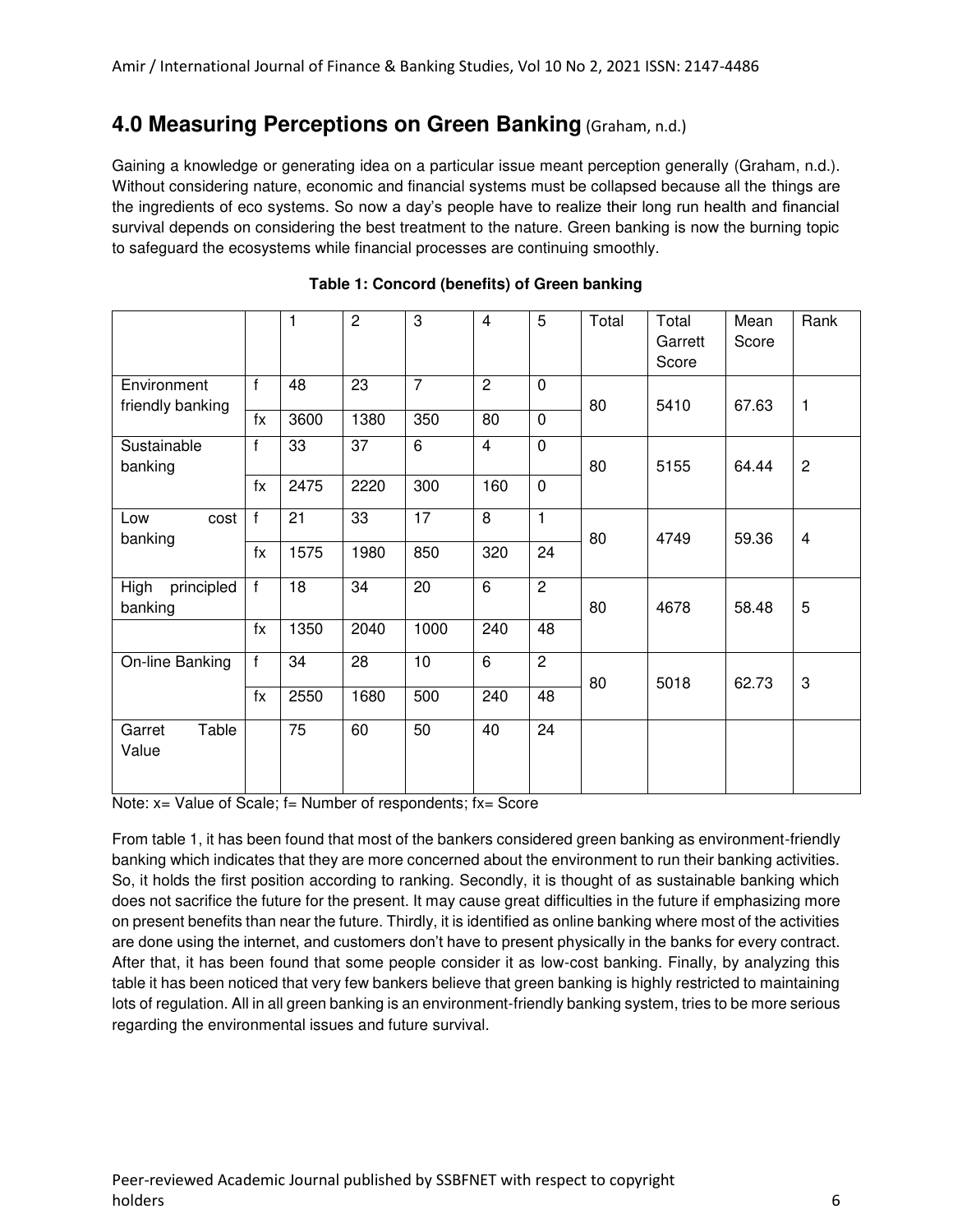## 4.0 Measuring Perceptions on Green Banking (Graham, n.d.)

Gaining a knowledge or generating idea on a particular issue meant perception generally (Graham, n.d.). Without considering nature, economic and financial systems must be collapsed because all the things are the ingredients of eco systems. So now a day's people have to realize their long run health and financial survival depends on considering the best treatment to the nature. Green banking is now the burning topic to safeguard the ecosystems while financial processes are continuing smoothly.

**Table 1: Concord (benefits) of Green banking**

| | | 1 | 2 | 3 | 4 | 5 | Total | Total Garrett Score | Mean Score | Rank |
|---|---|---|---|---|---|---|---|---|---|---|
| Environment friendly banking | f | 48 | 23 | 7 | 2 | 0 | 80 | 5410 | 67.63 | 1 |
| | fx | 3600 | 1380 | 350 | 80 | 0 | | | | |
| Sustainable banking | f | 33 | 37 | 6 | 4 | 0 | 80 | 5155 | 64.44 | 2 |
| | fx | 2475 | 2220 | 300 | 160 | 0 | | | | |
| Low cost banking | f | 21 | 33 | 17 | 8 | 1 | 80 | 4749 | 59.36 | 4 |
| | fx | 1575 | 1980 | 850 | 320 | 24 | | | | |
| High principled banking | f | 18 | 34 | 20 | 6 | 2 | 80 | 4678 | 58.48 | 5 |
| | fx | 1350 | 2040 | 1000 | 240 | 48 | | | | |
| On-line Banking | f | 34 | 28 | 10 | 6 | 2 | 80 | 5018 | 62.73 | 3 |
| | fx | 2550 | 1680 | 500 | 240 | 48 | | | | |
| Garret Table Value | | 75 | 60 | 50 | 40 | 24 | | | | |

Note: x= Value of Scale; f= Number of respondents; fx= Score

From table 1, it has been found that most of the bankers considered green banking as environment-friendly banking which indicates that they are more concerned about the environment to run their banking activities. So, it holds the first position according to ranking. Secondly, it is thought of as sustainable banking which does not sacrifice the future for the present. It may cause great difficulties in the future if emphasizing more on present benefits than near the future. Thirdly, it is identified as online banking where most of the activities are done using the internet, and customers don't have to present physically in the banks for every contract. After that, it has been found that some people consider it as low-cost banking. Finally, by analyzing this table it has been noticed that very few bankers believe that green banking is highly restricted to maintaining lots of regulation. All in all green banking is an environment-friendly banking system, tries to be more serious regarding the environmental issues and future survival.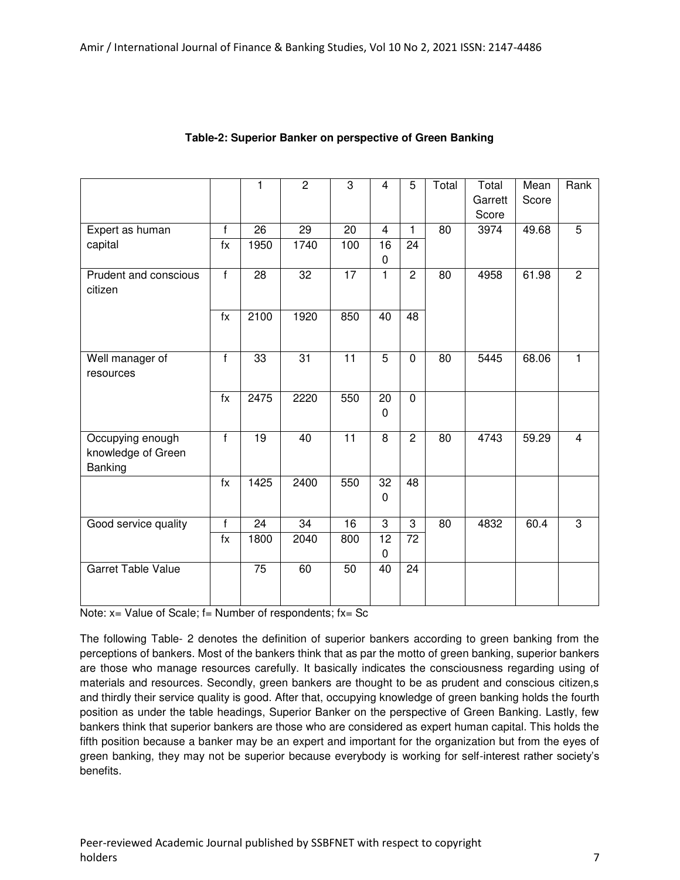**Table-2: Superior Banker on perspective of Green Banking**

| | | 1 | 2 | 3 | 4 | 5 | Total | Total Garrett Score | Mean Score | Rank |
|---|---|---|---|---|---|---|---|---|---|---|
| Expert as human capital | f | 26 | 29 | 20 | 4 | 1 | 80 | 3974 | 49.68 | 5 |
| | fx | 1950 | 1740 | 100 | 160 | 24 | | | | |
| Prudent and conscious citizen | f | 28 | 32 | 17 | 1 | 2 | 80 | 4958 | 61.98 | 2 |
| | fx | 2100 | 1920 | 850 | 40 | 48 | | | | |
| Well manager of resources | f | 33 | 31 | 11 | 5 | 0 | 80 | 5445 | 68.06 | 1 |
| | fx | 2475 | 2220 | 550 | 200 | 0 | | | | |
| Occupying enough knowledge of Green Banking | f | 19 | 40 | 11 | 8 | 2 | 80 | 4743 | 59.29 | 4 |
| | fx | 1425 | 2400 | 550 | 320 | 48 | | | | |
| Good service quality | f | 24 | 34 | 16 | 3 | 3 | 80 | 4832 | 60.4 | 3 |
| | fx | 1800 | 2040 | 800 | 120 | 72 | | | | |
| Garret Table Value | | 75 | 60 | 50 | 40 | 24 | | | | |

Note: x= Value of Scale; f= Number of respondents; fx= Sc

The following Table- 2 denotes the definition of superior bankers according to green banking from the perceptions of bankers. Most of the bankers think that as par the motto of green banking, superior bankers are those who manage resources carefully. It basically indicates the consciousness regarding using of materials and resources. Secondly, green bankers are thought to be as prudent and conscious citizen,s and thirdly their service quality is good. After that, occupying knowledge of green banking holds the fourth position as under the table headings, Superior Banker on the perspective of Green Banking. Lastly, few bankers think that superior bankers are those who are considered as expert human capital. This holds the fifth position because a banker may be an expert and important for the organization but from the eyes of green banking, they may not be superior because everybody is working for self-interest rather society's benefits.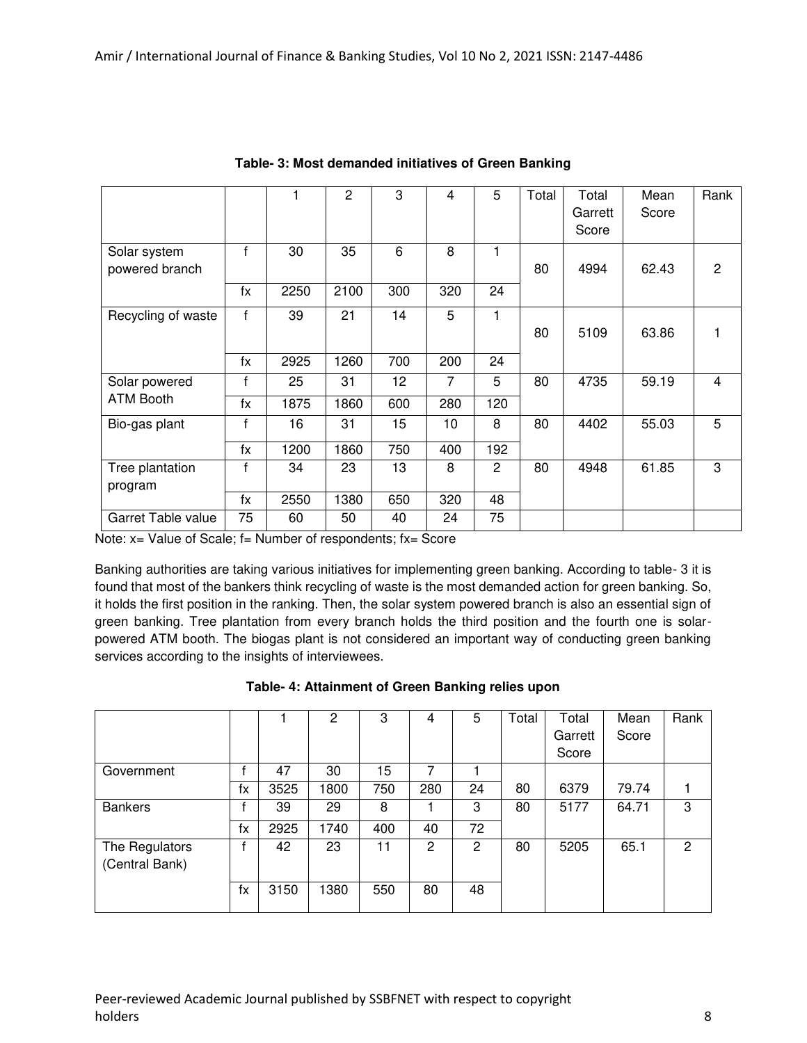**Table- 3: Most demanded initiatives of Green Banking**

| | | 1 | 2 | 3 | 4 | 5 | Total | Total Garrett Score | Mean Score | Rank |
|---|---|---|---|---|---|---|---|---|---|---|
| Solar system powered branch | f | 30 | 35 | 6 | 8 | 1 | 80 | 4994 | 62.43 | 2 |
| | fx | 2250 | 2100 | 300 | 320 | 24 | | | | |
| Recycling of waste | f | 39 | 21 | 14 | 5 | 1 | 80 | 5109 | 63.86 | 1 |
| | fx | 2925 | 1260 | 700 | 200 | 24 | | | | |
| Solar powered ATM Booth | f | 25 | 31 | 12 | 7 | 5 | 80 | 4735 | 59.19 | 4 |
| | fx | 1875 | 1860 | 600 | 280 | 120 | | | | |
| Bio-gas plant | f | 16 | 31 | 15 | 10 | 8 | 80 | 4402 | 55.03 | 5 |
| | fx | 1200 | 1860 | 750 | 400 | 192 | | | | |
| Tree plantation program | f | 34 | 23 | 13 | 8 | 2 | 80 | 4948 | 61.85 | 3 |
| | fx | 2550 | 1380 | 650 | 320 | 48 | | | | |
| Garret Table value | 75 | 60 | 50 | 40 | 24 | 75 | | | | |

Note: x= Value of Scale; f= Number of respondents; fx= Score

Banking authorities are taking various initiatives for implementing green banking. According to table- 3 it is found that most of the bankers think recycling of waste is the most demanded action for green banking. So, it holds the first position in the ranking. Then, the solar system powered branch is also an essential sign of green banking. Tree plantation from every branch holds the third position and the fourth one is solar-powered ATM booth. The biogas plant is not considered an important way of conducting green banking services according to the insights of interviewees.

**Table- 4: Attainment of Green Banking relies upon**

| | | 1 | 2 | 3 | 4 | 5 | Total | Total Garrett Score | Mean Score | Rank |
|---|---|---|---|---|---|---|---|---|---|---|
| Government | f | 47 | 30 | 15 | 7 | 1 | 80 | 6379 | 79.74 | 1 |
| | fx | 3525 | 1800 | 750 | 280 | 24 | | | | |
| Bankers | f | 39 | 29 | 8 | 1 | 3 | 80 | 5177 | 64.71 | 3 |
| | fx | 2925 | 1740 | 400 | 40 | 72 | | | | |
| The Regulators (Central Bank) | f | 42 | 23 | 11 | 2 | 2 | 80 | 5205 | 65.1 | 2 |
| | fx | 3150 | 1380 | 550 | 80 | 48 | | | | |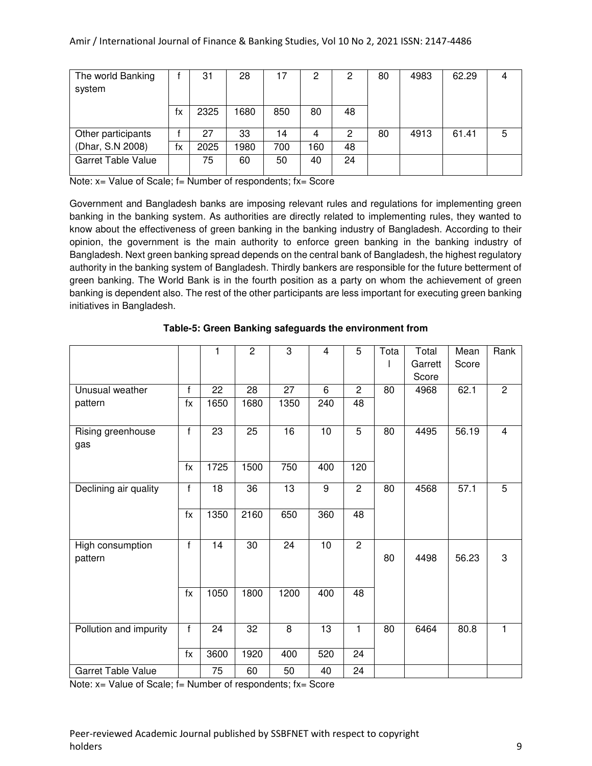| | | | | | | | | | | |
|---|---|---|---|---|---|---|---|---|---|---|
| The world Banking system | f | 31 | 28 | 17 | 2 | 2 | 80 | 4983 | 62.29 | 4 |
| | fx | 2325 | 1680 | 850 | 80 | 48 | | | | |
| Other participants (Dhar, S.N 2008) | f | 27 | 33 | 14 | 4 | 2 | 80 | 4913 | 61.41 | 5 |
| | fx | 2025 | 1980 | 700 | 160 | 48 | | | | |
| Garret Table Value | | 75 | 60 | 50 | 40 | 24 | | | | |

Note: x= Value of Scale; f= Number of respondents; fx= Score

Government and Bangladesh banks are imposing relevant rules and regulations for implementing green banking in the banking system. As authorities are directly related to implementing rules, they wanted to know about the effectiveness of green banking in the banking industry of Bangladesh. According to their opinion, the government is the main authority to enforce green banking in the banking industry of Bangladesh. Next green banking spread depends on the central bank of Bangladesh, the highest regulatory authority in the banking system of Bangladesh. Thirdly bankers are responsible for the future betterment of green banking. The World Bank is in the fourth position as a party on whom the achievement of green banking is dependent also. The rest of the other participants are less important for executing green banking initiatives in Bangladesh.

**Table-5: Green Banking safeguards the environment from**

| | | 1 | 2 | 3 | 4 | 5 | Total | Total Garrett Score | Mean Score | Rank |
|---|---|---|---|---|---|---|---|---|---|---|
| Unusual weather pattern | f | 22 | 28 | 27 | 6 | 2 | 80 | 4968 | 62.1 | 2 |
| | fx | 1650 | 1680 | 1350 | 240 | 48 | | | | |
| Rising greenhouse gas | f | 23 | 25 | 16 | 10 | 5 | 80 | 4495 | 56.19 | 4 |
| | fx | 1725 | 1500 | 750 | 400 | 120 | | | | |
| Declining air quality | f | 18 | 36 | 13 | 9 | 2 | 80 | 4568 | 57.1 | 5 |
| | fx | 1350 | 2160 | 650 | 360 | 48 | | | | |
| High consumption pattern | f | 14 | 30 | 24 | 10 | 2 | 80 | 4498 | 56.23 | 3 |
| | fx | 1050 | 1800 | 1200 | 400 | 48 | | | | |
| Pollution and impurity | f | 24 | 32 | 8 | 13 | 1 | 80 | 6464 | 80.8 | 1 |
| | fx | 3600 | 1920 | 400 | 520 | 24 | | | | |
| Garret Table Value | | 75 | 60 | 50 | 40 | 24 | | | | |

Note: x= Value of Scale; f= Number of respondents; fx= Score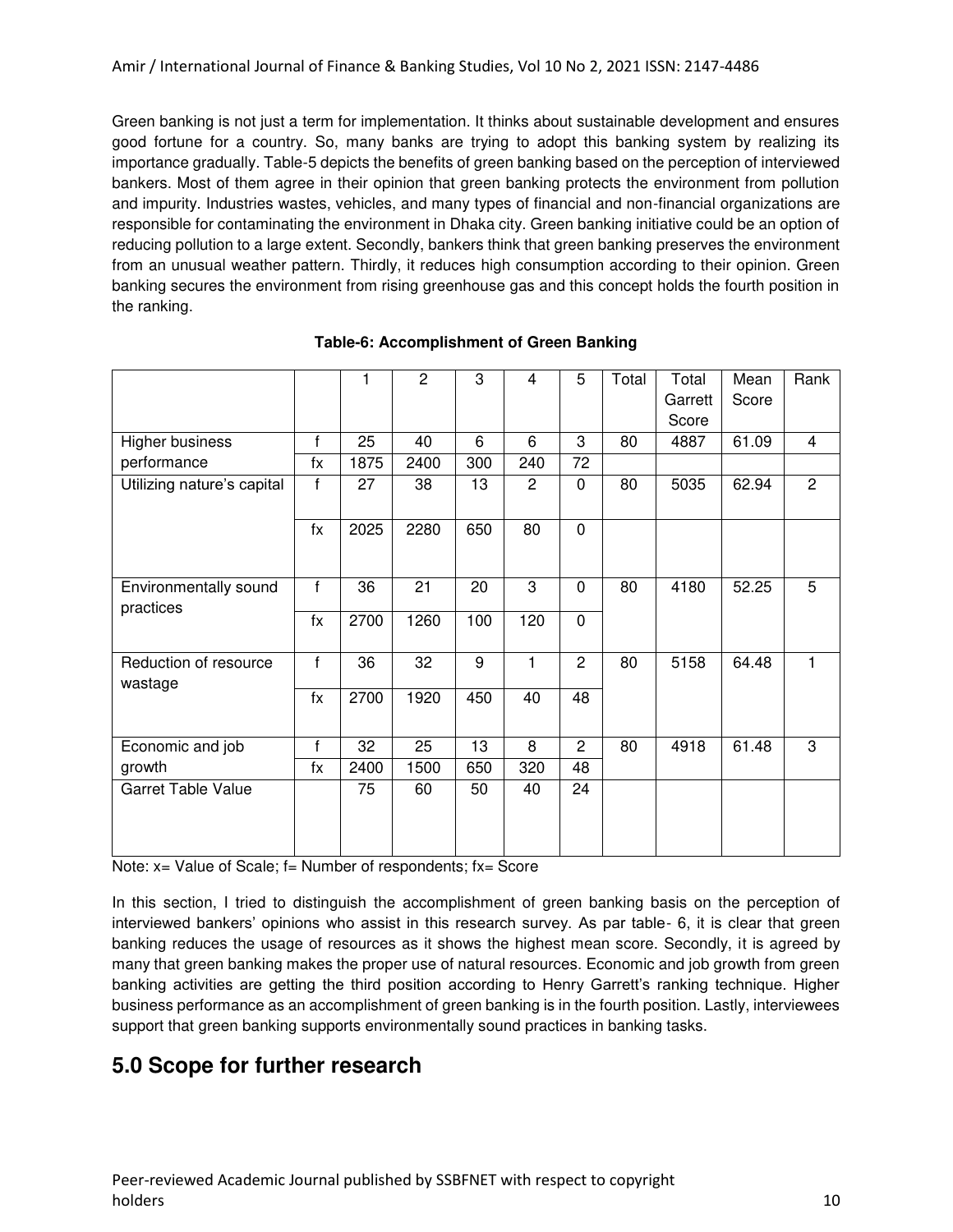Green banking is not just a term for implementation. It thinks about sustainable development and ensures good fortune for a country. So, many banks are trying to adopt this banking system by realizing its importance gradually. Table-5 depicts the benefits of green banking based on the perception of interviewed bankers. Most of them agree in their opinion that green banking protects the environment from pollution and impurity. Industries wastes, vehicles, and many types of financial and non-financial organizations are responsible for contaminating the environment in Dhaka city. Green banking initiative could be an option of reducing pollution to a large extent. Secondly, bankers think that green banking preserves the environment from an unusual weather pattern. Thirdly, it reduces high consumption according to their opinion. Green banking secures the environment from rising greenhouse gas and this concept holds the fourth position in the ranking.

**Table-6: Accomplishment of Green Banking**

| | | 1 | 2 | 3 | 4 | 5 | Total | Total Garrett Score | Mean Score | Rank |
|---|---|---|---|---|---|---|---|---|---|---|
| Higher business performance | f | 25 | 40 | 6 | 6 | 3 | 80 | 4887 | 61.09 | 4 |
| | fx | 1875 | 2400 | 300 | 240 | 72 | | | | |
| Utilizing nature's capital | f | 27 | 38 | 13 | 2 | 0 | 80 | 5035 | 62.94 | 2 |
| | fx | 2025 | 2280 | 650 | 80 | 0 | | | | |
| Environmentally sound practices | f | 36 | 21 | 20 | 3 | 0 | 80 | 4180 | 52.25 | 5 |
| | fx | 2700 | 1260 | 100 | 120 | 0 | | | | |
| Reduction of resource wastage | f | 36 | 32 | 9 | 1 | 2 | 80 | 5158 | 64.48 | 1 |
| | fx | 2700 | 1920 | 450 | 40 | 48 | | | | |
| Economic and job growth | f | 32 | 25 | 13 | 8 | 2 | 80 | 4918 | 61.48 | 3 |
| | fx | 2400 | 1500 | 650 | 320 | 48 | | | | |
| Garret Table Value | | 75 | 60 | 50 | 40 | 24 | | | | |

Note: x= Value of Scale; f= Number of respondents; fx= Score

In this section, I tried to distinguish the accomplishment of green banking basis on the perception of interviewed bankers' opinions who assist in this research survey. As par table- 6, it is clear that green banking reduces the usage of resources as it shows the highest mean score. Secondly, it is agreed by many that green banking makes the proper use of natural resources. Economic and job growth from green banking activities are getting the third position according to Henry Garrett's ranking technique. Higher business performance as an accomplishment of green banking is in the fourth position. Lastly, interviewees support that green banking supports environmentally sound practices in banking tasks.

## 5.0 Scope for further research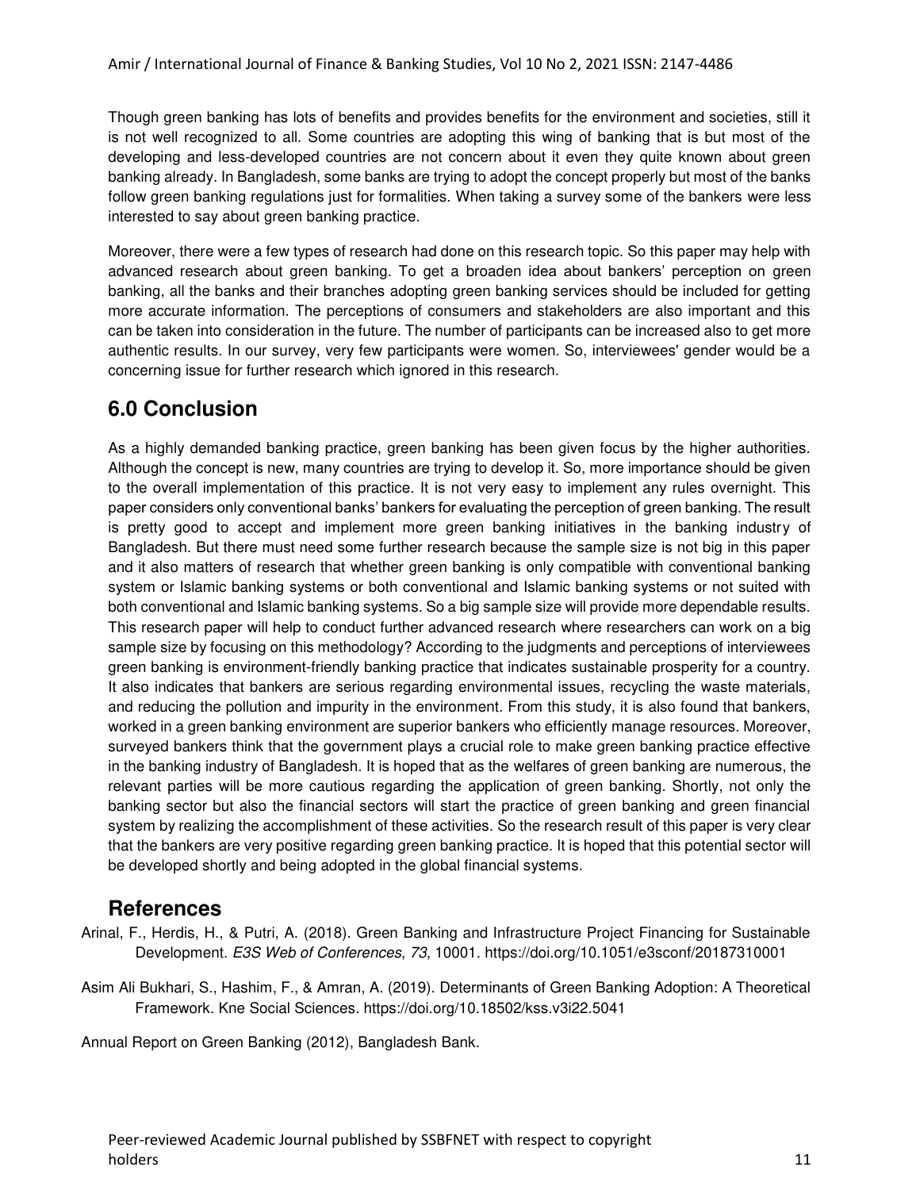Though green banking has lots of benefits and provides benefits for the environment and societies, still it is not well recognized to all. Some countries are adopting this wing of banking that is but most of the developing and less-developed countries are not concern about it even they quite known about green banking already. In Bangladesh, some banks are trying to adopt the concept properly but most of the banks follow green banking regulations just for formalities. When taking a survey some of the bankers were less interested to say about green banking practice.

Moreover, there were a few types of research had done on this research topic. So this paper may help with advanced research about green banking. To get a broaden idea about bankers' perception on green banking, all the banks and their branches adopting green banking services should be included for getting more accurate information. The perceptions of consumers and stakeholders are also important and this can be taken into consideration in the future. The number of participants can be increased also to get more authentic results. In our survey, very few participants were women. So, interviewees' gender would be a concerning issue for further research which ignored in this research.

## 6.0 Conclusion

As a highly demanded banking practice, green banking has been given focus by the higher authorities. Although the concept is new, many countries are trying to develop it. So, more importance should be given to the overall implementation of this practice. It is not very easy to implement any rules overnight. This paper considers only conventional banks' bankers for evaluating the perception of green banking. The result is pretty good to accept and implement more green banking initiatives in the banking industry of Bangladesh. But there must need some further research because the sample size is not big in this paper and it also matters of research that whether green banking is only compatible with conventional banking system or Islamic banking systems or both conventional and Islamic banking systems or not suited with both conventional and Islamic banking systems. So a big sample size will provide more dependable results. This research paper will help to conduct further advanced research where researchers can work on a big sample size by focusing on this methodology? According to the judgments and perceptions of interviewees green banking is environment-friendly banking practice that indicates sustainable prosperity for a country. It also indicates that bankers are serious regarding environmental issues, recycling the waste materials, and reducing the pollution and impurity in the environment. From this study, it is also found that bankers, worked in a green banking environment are superior bankers who efficiently manage resources. Moreover, surveyed bankers think that the government plays a crucial role to make green banking practice effective in the banking industry of Bangladesh. It is hoped that as the welfares of green banking are numerous, the relevant parties will be more cautious regarding the application of green banking. Shortly, not only the banking sector but also the financial sectors will start the practice of green banking and green financial system by realizing the accomplishment of these activities. So the research result of this paper is very clear that the bankers are very positive regarding green banking practice. It is hoped that this potential sector will be developed shortly and being adopted in the global financial systems.

## References

Arinal, F., Herdis, H., & Putri, A. (2018). Green Banking and Infrastructure Project Financing for Sustainable Development. *E3S Web of Conferences*, *73*, 10001. https://doi.org/10.1051/e3sconf/20187310001

Asim Ali Bukhari, S., Hashim, F., & Amran, A. (2019). Determinants of Green Banking Adoption: A Theoretical Framework. Kne Social Sciences. https://doi.org/10.18502/kss.v3i22.5041

Annual Report on Green Banking (2012), Bangladesh Bank.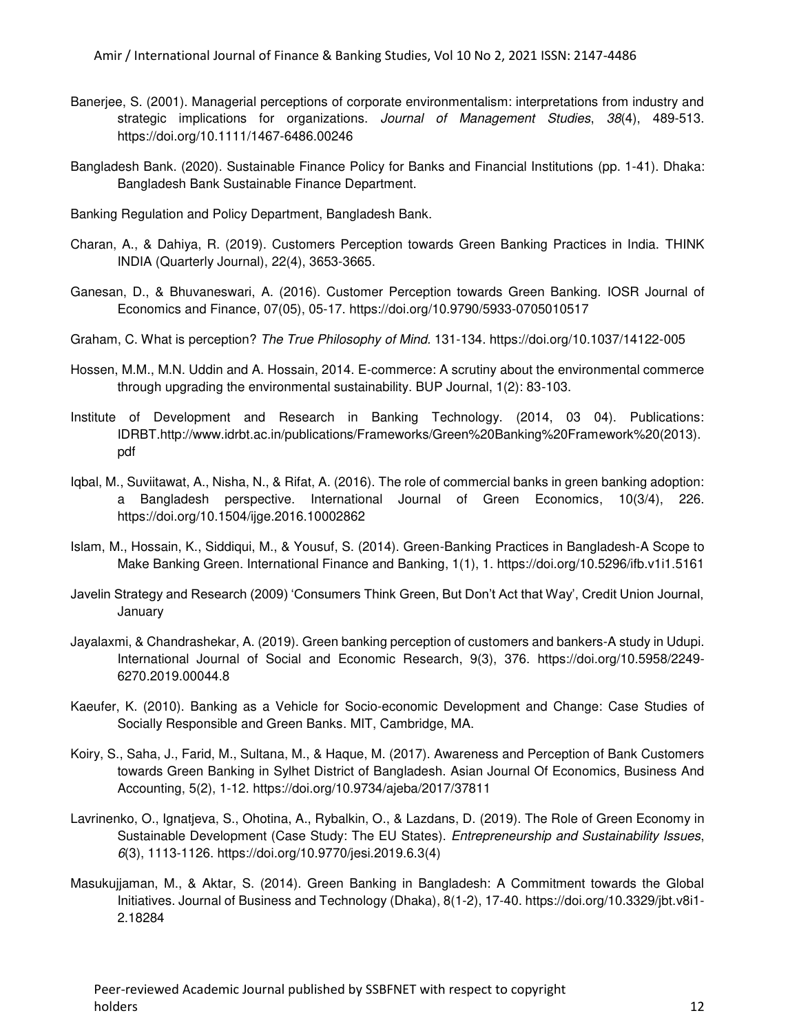Banerjee, S. (2001). Managerial perceptions of corporate environmentalism: interpretations from industry and strategic implications for organizations. *Journal of Management Studies*, *38*(4), 489-513. https://doi.org/10.1111/1467-6486.00246

Bangladesh Bank. (2020). Sustainable Finance Policy for Banks and Financial Institutions (pp. 1-41). Dhaka: Bangladesh Bank Sustainable Finance Department.

Banking Regulation and Policy Department, Bangladesh Bank.

Charan, A., & Dahiya, R. (2019). Customers Perception towards Green Banking Practices in India. THINK INDIA (Quarterly Journal), 22(4), 3653-3665.

Ganesan, D., & Bhuvaneswari, A. (2016). Customer Perception towards Green Banking. IOSR Journal of Economics and Finance, 07(05), 05-17. https://doi.org/10.9790/5933-0705010517

Graham, C. What is perception? *The True Philosophy of Mind.* 131-134. https://doi.org/10.1037/14122-005

Hossen, M.M., M.N. Uddin and A. Hossain, 2014. E-commerce: A scrutiny about the environmental commerce through upgrading the environmental sustainability. BUP Journal, 1(2): 83-103.

Institute of Development and Research in Banking Technology. (2014, 03 04). Publications: IDRBT.http://www.idrbt.ac.in/publications/Frameworks/Green%20Banking%20Framework%20(2013).pdf

Iqbal, M., Suviitawat, A., Nisha, N., & Rifat, A. (2016). The role of commercial banks in green banking adoption: a Bangladesh perspective. International Journal of Green Economics, 10(3/4), 226. https://doi.org/10.1504/ijge.2016.10002862

Islam, M., Hossain, K., Siddiqui, M., & Yousuf, S. (2014). Green-Banking Practices in Bangladesh-A Scope to Make Banking Green. International Finance and Banking, 1(1), 1. https://doi.org/10.5296/ifb.v1i1.5161

Javelin Strategy and Research (2009) 'Consumers Think Green, But Don't Act that Way', Credit Union Journal, January

Jayalaxmi, & Chandrashekar, A. (2019). Green banking perception of customers and bankers-A study in Udupi. International Journal of Social and Economic Research, 9(3), 376. https://doi.org/10.5958/2249-6270.2019.00044.8

Kaeufer, K. (2010). Banking as a Vehicle for Socio-economic Development and Change: Case Studies of Socially Responsible and Green Banks. MIT, Cambridge, MA.

Koiry, S., Saha, J., Farid, M., Sultana, M., & Haque, M. (2017). Awareness and Perception of Bank Customers towards Green Banking in Sylhet District of Bangladesh. Asian Journal Of Economics, Business And Accounting, 5(2), 1-12. https://doi.org/10.9734/ajeba/2017/37811

Lavrinenko, O., Ignatjeva, S., Ohotina, A., Rybalkin, O., & Lazdans, D. (2019). The Role of Green Economy in Sustainable Development (Case Study: The EU States). *Entrepreneurship and Sustainability Issues*, *6*(3), 1113-1126. https://doi.org/10.9770/jesi.2019.6.3(4)

Masukujjaman, M., & Aktar, S. (2014). Green Banking in Bangladesh: A Commitment towards the Global Initiatives. Journal of Business and Technology (Dhaka), 8(1-2), 17-40. https://doi.org/10.3329/jbt.v8i1-2.18284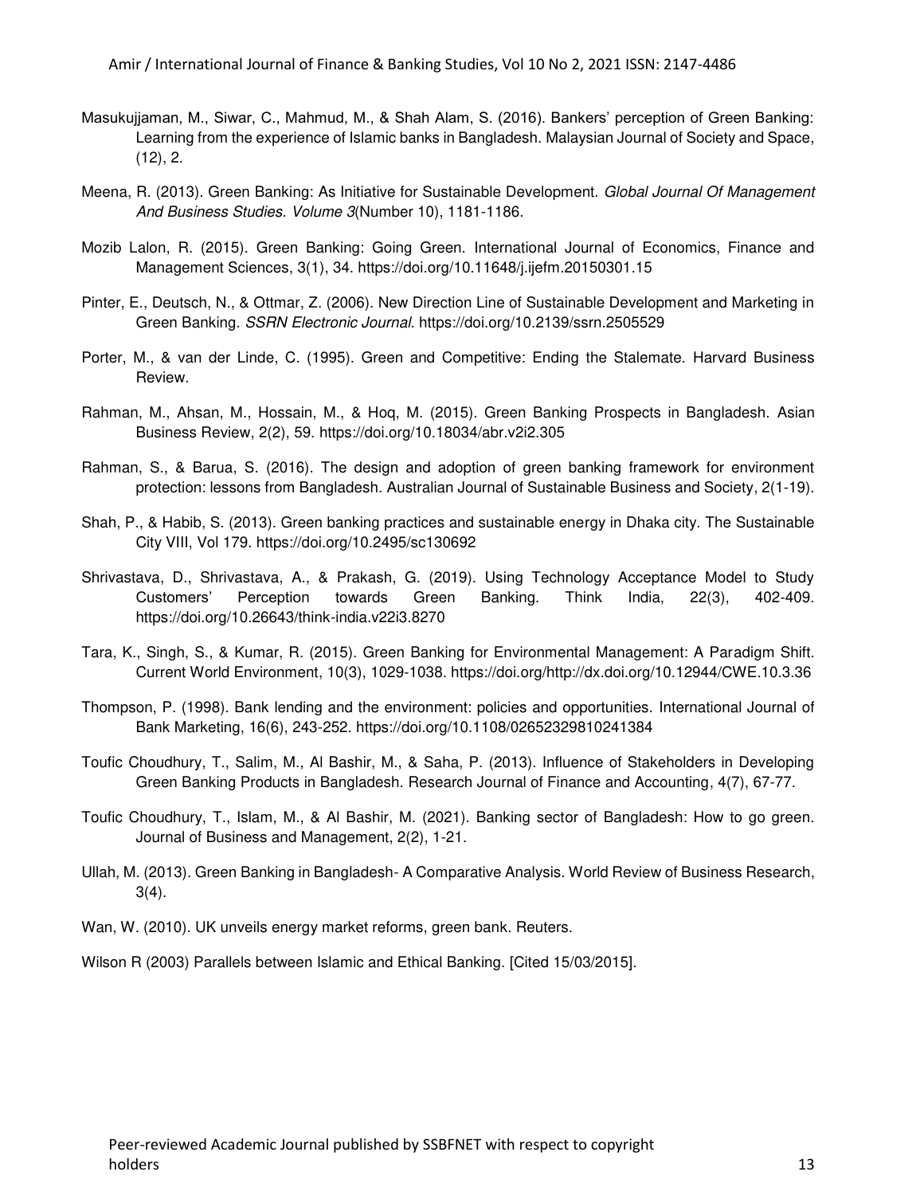Masukujjaman, M., Siwar, C., Mahmud, M., & Shah Alam, S. (2016). Bankers' perception of Green Banking: Learning from the experience of Islamic banks in Bangladesh. Malaysian Journal of Society and Space, (12), 2.

Meena, R. (2013). Green Banking: As Initiative for Sustainable Development. *Global Journal Of Management And Business Studies. Volume 3*(Number 10), 1181-1186.

Mozib Lalon, R. (2015). Green Banking: Going Green. International Journal of Economics, Finance and Management Sciences, 3(1), 34. https://doi.org/10.11648/j.ijefm.20150301.15

Pinter, E., Deutsch, N., & Ottmar, Z. (2006). New Direction Line of Sustainable Development and Marketing in Green Banking. *SSRN Electronic Journal*. https://doi.org/10.2139/ssrn.2505529

Porter, M., & van der Linde, C. (1995). Green and Competitive: Ending the Stalemate. Harvard Business Review.

Rahman, M., Ahsan, M., Hossain, M., & Hoq, M. (2015). Green Banking Prospects in Bangladesh. Asian Business Review, 2(2), 59. https://doi.org/10.18034/abr.v2i2.305

Rahman, S., & Barua, S. (2016). The design and adoption of green banking framework for environment protection: lessons from Bangladesh. Australian Journal of Sustainable Business and Society, 2(1-19).

Shah, P., & Habib, S. (2013). Green banking practices and sustainable energy in Dhaka city. The Sustainable City VIII, Vol 179. https://doi.org/10.2495/sc130692

Shrivastava, D., Shrivastava, A., & Prakash, G. (2019). Using Technology Acceptance Model to Study Customers' Perception towards Green Banking. Think India, 22(3), 402-409. https://doi.org/10.26643/think-india.v22i3.8270

Tara, K., Singh, S., & Kumar, R. (2015). Green Banking for Environmental Management: A Paradigm Shift. Current World Environment, 10(3), 1029-1038. https://doi.org/http://dx.doi.org/10.12944/CWE.10.3.36

Thompson, P. (1998). Bank lending and the environment: policies and opportunities. International Journal of Bank Marketing, 16(6), 243-252. https://doi.org/10.1108/02652329810241384

Toufic Choudhury, T., Salim, M., Al Bashir, M., & Saha, P. (2013). Influence of Stakeholders in Developing Green Banking Products in Bangladesh. Research Journal of Finance and Accounting, 4(7), 67-77.

Toufic Choudhury, T., Islam, M., & Al Bashir, M. (2021). Banking sector of Bangladesh: How to go green. Journal of Business and Management, 2(2), 1-21.

Ullah, M. (2013). Green Banking in Bangladesh- A Comparative Analysis. World Review of Business Research, 3(4).

Wan, W. (2010). UK unveils energy market reforms, green bank. Reuters.

Wilson R (2003) Parallels between Islamic and Ethical Banking. [Cited 15/03/2015].